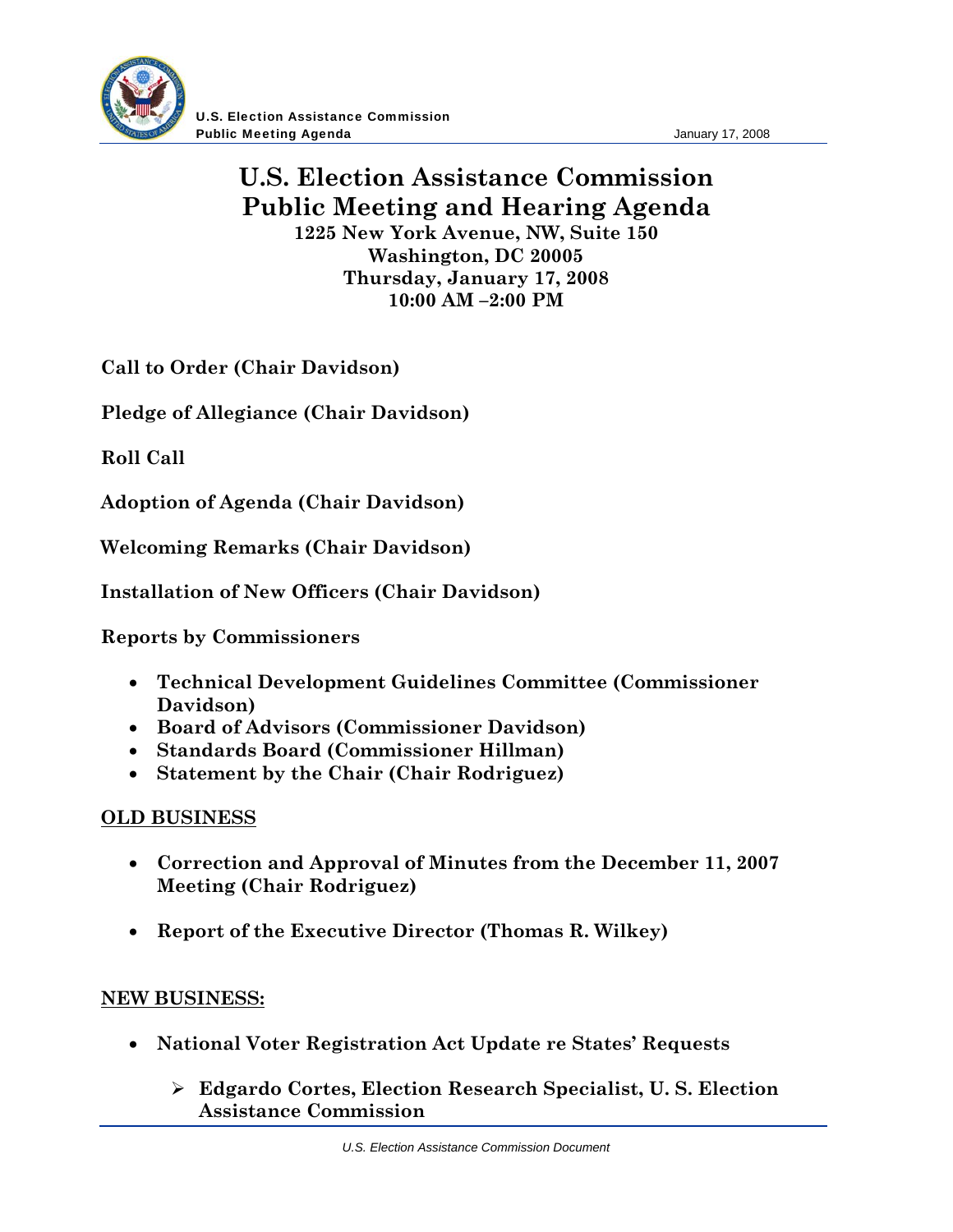# U.S. Election Assistance Commission Public Meeting and Hearing Agenda

**1225 New York Avenue, NW, Suite 150**
**Washington, DC 20005**
**Thursday, January 17, 2008**
**10:00 AM –2:00 PM**

**Call to Order (Chair Davidson)**

**Pledge of Allegiance (Chair Davidson)**

**Roll Call**

**Adoption of Agenda (Chair Davidson)**

**Welcoming Remarks (Chair Davidson)**

**Installation of New Officers (Chair Davidson)**

**Reports by Commissioners**

- **Technical Development Guidelines Committee (Commissioner Davidson)**
- **Board of Advisors (Commissioner Davidson)**
- **Standards Board (Commissioner Hillman)**
- **Statement by the Chair (Chair Rodriguez)**

## OLD BUSINESS

- **Correction and Approval of Minutes from the December 11, 2007 Meeting (Chair Rodriguez)**
- **Report of the Executive Director (Thomas R. Wilkey)**

## NEW BUSINESS:

- **National Voter Registration Act Update re States' Requests**
  - **Edgardo Cortes, Election Research Specialist, U. S. Election Assistance Commission**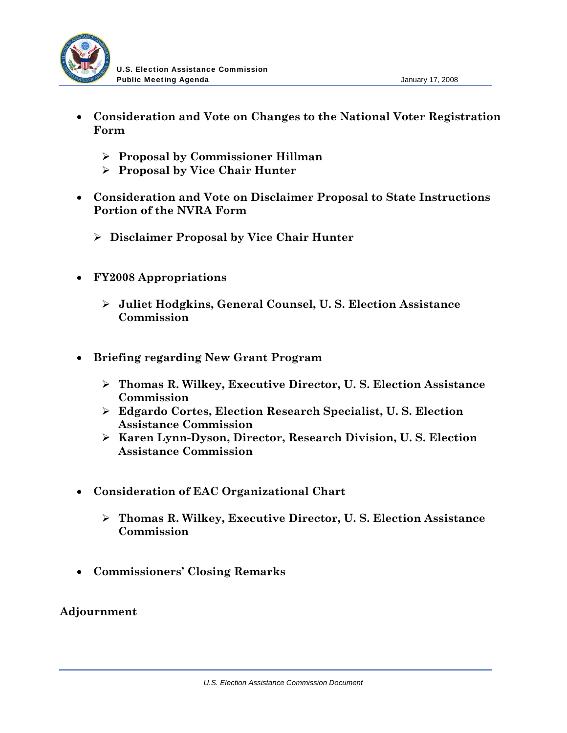- **Consideration and Vote on Changes to the National Voter Registration Form**
  - **Proposal by Commissioner Hillman**
  - **Proposal by Vice Chair Hunter**

- **Consideration and Vote on Disclaimer Proposal to State Instructions Portion of the NVRA Form**
  - **Disclaimer Proposal by Vice Chair Hunter**

- **FY2008 Appropriations**
  - **Juliet Hodgkins, General Counsel, U. S. Election Assistance Commission**

- **Briefing regarding New Grant Program**
  - **Thomas R. Wilkey, Executive Director, U. S. Election Assistance Commission**
  - **Edgardo Cortes, Election Research Specialist, U. S. Election Assistance Commission**
  - **Karen Lynn-Dyson, Director, Research Division, U. S. Election Assistance Commission**

- **Consideration of EAC Organizational Chart**
  - **Thomas R. Wilkey, Executive Director, U. S. Election Assistance Commission**

- **Commissioners' Closing Remarks**

**Adjournment**